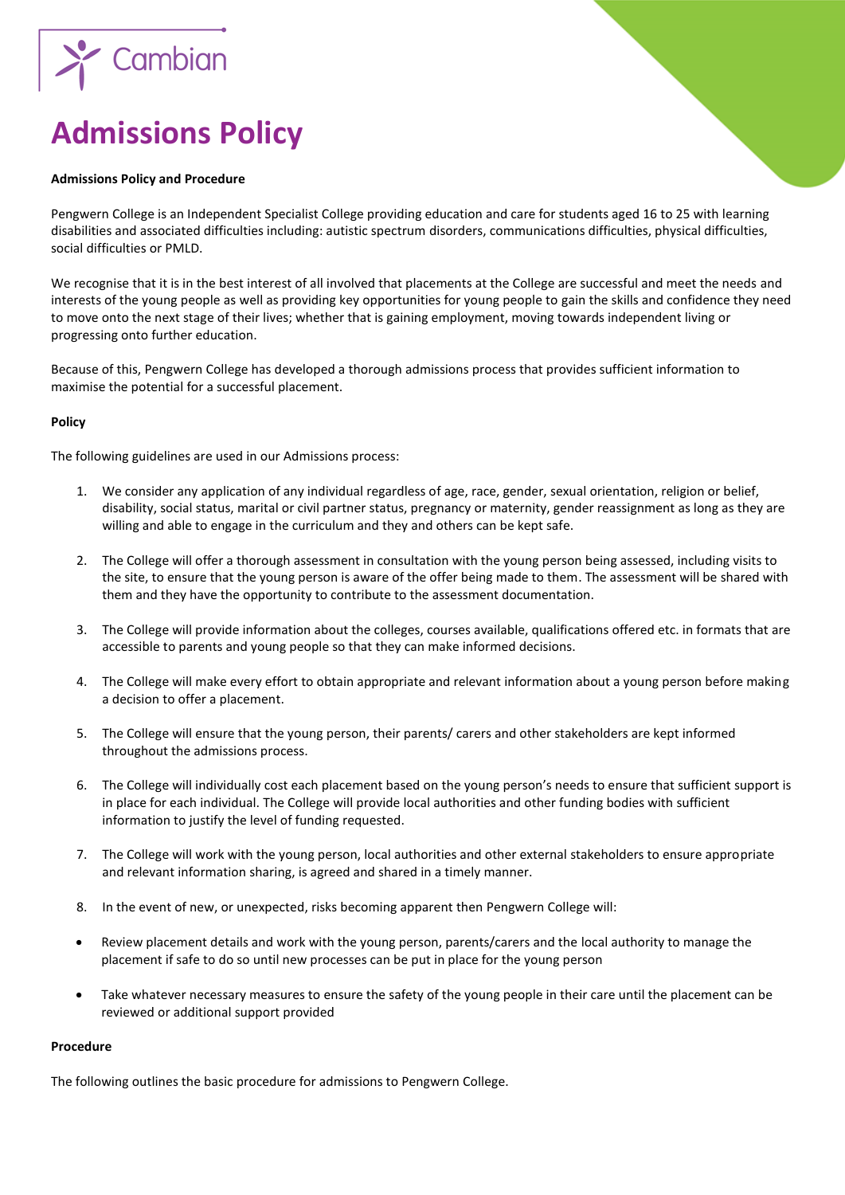# Admissions Policy

**Admissions Policy and Procedure**

Pengwern College is an Independent Specialist College providing education and care for students aged 16 to 25 with learning disabilities and associated difficulties including: autistic spectrum disorders, communications difficulties, physical difficulties, social difficulties or PMLD.

We recognise that it is in the best interest of all involved that placements at the College are successful and meet the needs and interests of the young people as well as providing key opportunities for young people to gain the skills and confidence they need to move onto the next stage of their lives; whether that is gaining employment, moving towards independent living or progressing onto further education.

Because of this, Pengwern College has developed a thorough admissions process that provides sufficient information to maximise the potential for a successful placement.

**Policy**

The following guidelines are used in our Admissions process:

1. We consider any application of any individual regardless of age, race, gender, sexual orientation, religion or belief, disability, social status, marital or civil partner status, pregnancy or maternity, gender reassignment as long as they are willing and able to engage in the curriculum and they and others can be kept safe.

2. The College will offer a thorough assessment in consultation with the young person being assessed, including visits to the site, to ensure that the young person is aware of the offer being made to them. The assessment will be shared with them and they have the opportunity to contribute to the assessment documentation.

3. The College will provide information about the colleges, courses available, qualifications offered etc. in formats that are accessible to parents and young people so that they can make informed decisions.

4. The College will make every effort to obtain appropriate and relevant information about a young person before making a decision to offer a placement.

5. The College will ensure that the young person, their parents/ carers and other stakeholders are kept informed throughout the admissions process.

6. The College will individually cost each placement based on the young person's needs to ensure that sufficient support is in place for each individual. The College will provide local authorities and other funding bodies with sufficient information to justify the level of funding requested.

7. The College will work with the young person, local authorities and other external stakeholders to ensure appropriate and relevant information sharing, is agreed and shared in a timely manner.

8. In the event of new, or unexpected, risks becoming apparent then Pengwern College will:

- Review placement details and work with the young person, parents/carers and the local authority to manage the placement if safe to do so until new processes can be put in place for the young person

- Take whatever necessary measures to ensure the safety of the young people in their care until the placement can be reviewed or additional support provided

**Procedure**

The following outlines the basic procedure for admissions to Pengwern College.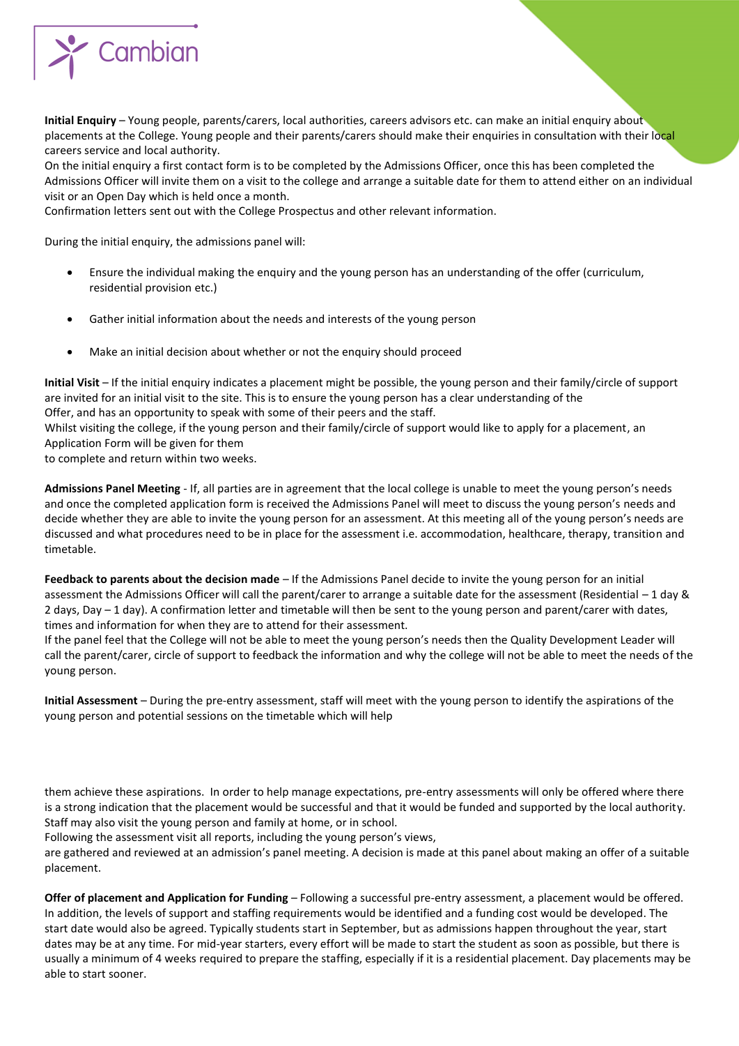**Initial Enquiry** – Young people, parents/carers, local authorities, careers advisors etc. can make an initial enquiry about placements at the College. Young people and their parents/carers should make their enquiries in consultation with their local careers service and local authority.
On the initial enquiry a first contact form is to be completed by the Admissions Officer, once this has been completed the Admissions Officer will invite them on a visit to the college and arrange a suitable date for them to attend either on an individual visit or an Open Day which is held once a month.
Confirmation letters sent out with the College Prospectus and other relevant information.

During the initial enquiry, the admissions panel will:

- Ensure the individual making the enquiry and the young person has an understanding of the offer (curriculum, residential provision etc.)
- Gather initial information about the needs and interests of the young person
- Make an initial decision about whether or not the enquiry should proceed

**Initial Visit** – If the initial enquiry indicates a placement might be possible, the young person and their family/circle of support are invited for an initial visit to the site. This is to ensure the young person has a clear understanding of the Offer, and has an opportunity to speak with some of their peers and the staff.
Whilst visiting the college, if the young person and their family/circle of support would like to apply for a placement, an Application Form will be given for them to complete and return within two weeks.

**Admissions Panel Meeting** - If, all parties are in agreement that the local college is unable to meet the young person's needs and once the completed application form is received the Admissions Panel will meet to discuss the young person's needs and decide whether they are able to invite the young person for an assessment. At this meeting all of the young person's needs are discussed and what procedures need to be in place for the assessment i.e. accommodation, healthcare, therapy, transition and timetable.

**Feedback to parents about the decision made** – If the Admissions Panel decide to invite the young person for an initial assessment the Admissions Officer will call the parent/carer to arrange a suitable date for the assessment (Residential – 1 day & 2 days, Day – 1 day). A confirmation letter and timetable will then be sent to the young person and parent/carer with dates, times and information for when they are to attend for their assessment.
If the panel feel that the College will not be able to meet the young person's needs then the Quality Development Leader will call the parent/carer, circle of support to feedback the information and why the college will not be able to meet the needs of the young person.

**Initial Assessment** – During the pre-entry assessment, staff will meet with the young person to identify the aspirations of the young person and potential sessions on the timetable which will help them achieve these aspirations. In order to help manage expectations, pre-entry assessments will only be offered where there is a strong indication that the placement would be successful and that it would be funded and supported by the local authority. Staff may also visit the young person and family at home, or in school.
Following the assessment visit all reports, including the young person's views, are gathered and reviewed at an admission's panel meeting. A decision is made at this panel about making an offer of a suitable placement.

**Offer of placement and Application for Funding** – Following a successful pre-entry assessment, a placement would be offered. In addition, the levels of support and staffing requirements would be identified and a funding cost would be developed. The start date would also be agreed. Typically students start in September, but as admissions happen throughout the year, start dates may be at any time. For mid-year starters, every effort will be made to start the student as soon as possible, but there is usually a minimum of 4 weeks required to prepare the staffing, especially if it is a residential placement. Day placements may be able to start sooner.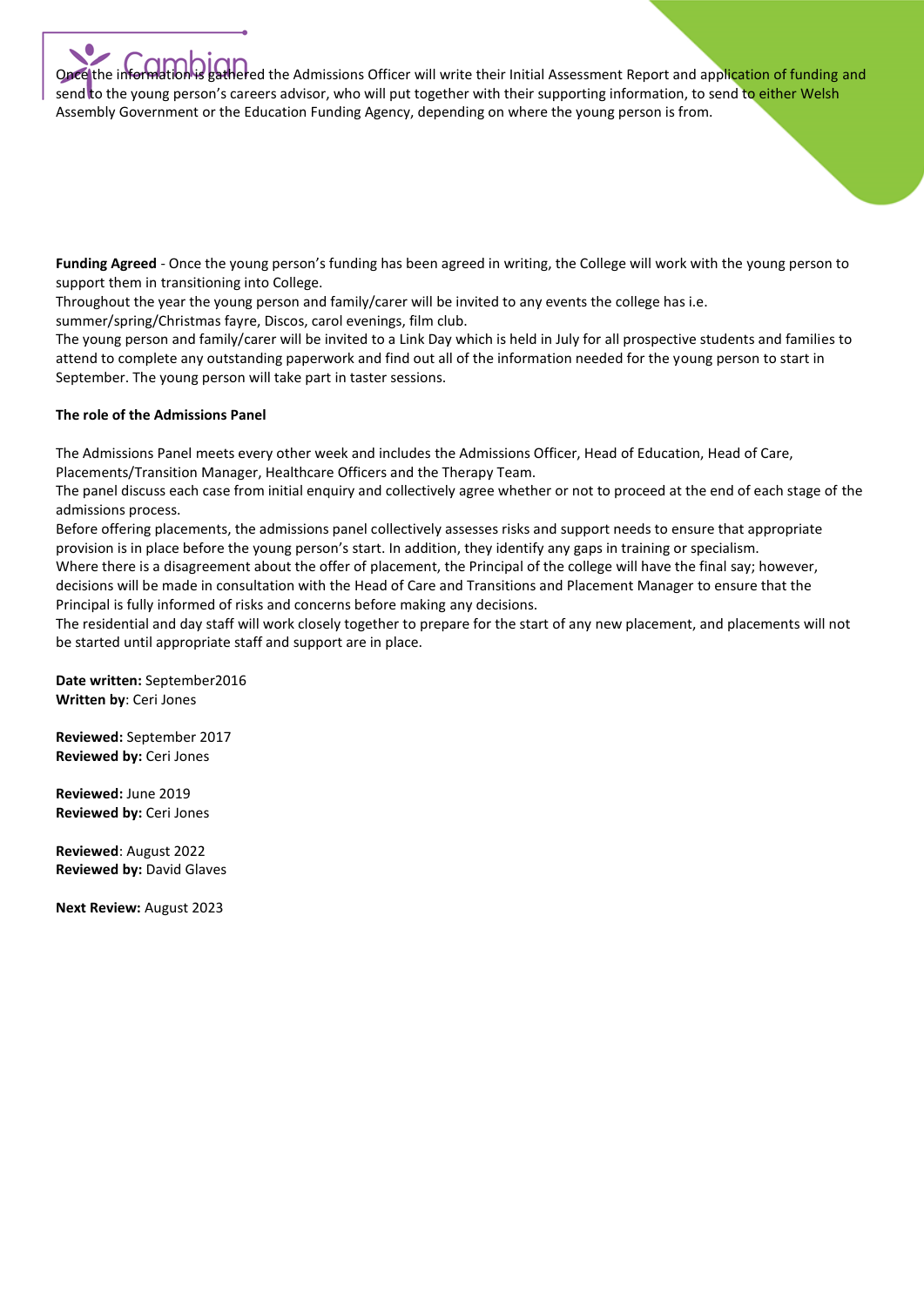Once the information is gathered the Admissions Officer will write their Initial Assessment Report and application of funding and send to the young person's careers advisor, who will put together with their supporting information, to send to either Welsh Assembly Government or the Education Funding Agency, depending on where the young person is from.

**Funding Agreed** - Once the young person's funding has been agreed in writing, the College will work with the young person to support them in transitioning into College.

Throughout the year the young person and family/carer will be invited to any events the college has i.e. summer/spring/Christmas fayre, Discos, carol evenings, film club.

The young person and family/carer will be invited to a Link Day which is held in July for all prospective students and families to attend to complete any outstanding paperwork and find out all of the information needed for the young person to start in September. The young person will take part in taster sessions.

**The role of the Admissions Panel**

The Admissions Panel meets every other week and includes the Admissions Officer, Head of Education, Head of Care, Placements/Transition Manager, Healthcare Officers and the Therapy Team.

The panel discuss each case from initial enquiry and collectively agree whether or not to proceed at the end of each stage of the admissions process.

Before offering placements, the admissions panel collectively assesses risks and support needs to ensure that appropriate provision is in place before the young person's start. In addition, they identify any gaps in training or specialism.

Where there is a disagreement about the offer of placement, the Principal of the college will have the final say; however, decisions will be made in consultation with the Head of Care and Transitions and Placement Manager to ensure that the Principal is fully informed of risks and concerns before making any decisions.

The residential and day staff will work closely together to prepare for the start of any new placement, and placements will not be started until appropriate staff and support are in place.

**Date written:** September2016
**Written by**: Ceri Jones

**Reviewed:** September 2017
**Reviewed by:** Ceri Jones

**Reviewed:** June 2019
**Reviewed by:** Ceri Jones

**Reviewed**: August 2022
**Reviewed by:** David Glaves

**Next Review:** August 2023